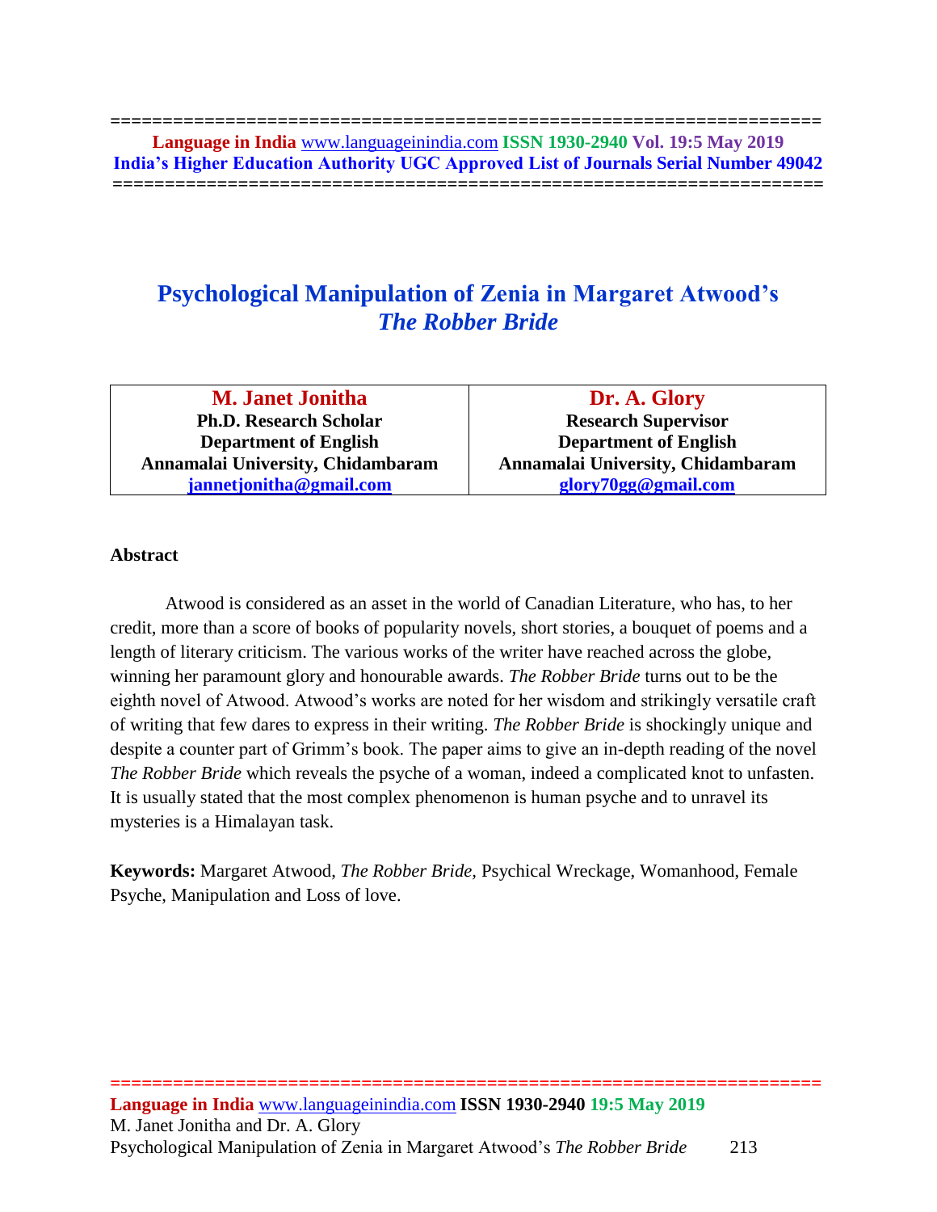# Psychological Manipulation of Zenia in Margaret Atwood's *The Robber Bride*

| **M. Janet Jonitha** | **Dr. A. Glory** |
|---|---|
| **Ph.D. Research Scholar** | **Research Supervisor** |
| **Department of English** | **Department of English** |
| **Annamalai University, Chidambaram** | **Annamalai University, Chidambaram** |
| **jannetjonitha@gmail.com** | **glory70gg@gmail.com** |

## Abstract

Atwood is considered as an asset in the world of Canadian Literature, who has, to her credit, more than a score of books of popularity novels, short stories, a bouquet of poems and a length of literary criticism. The various works of the writer have reached across the globe, winning her paramount glory and honourable awards. *The Robber Bride* turns out to be the eighth novel of Atwood. Atwood's works are noted for her wisdom and strikingly versatile craft of writing that few dares to express in their writing. *The Robber Bride* is shockingly unique and despite a counter part of Grimm's book. The paper aims to give an in-depth reading of the novel *The Robber Bride* which reveals the psyche of a woman, indeed a complicated knot to unfasten. It is usually stated that the most complex phenomenon is human psyche and to unravel its mysteries is a Himalayan task.

**Keywords:** Margaret Atwood, *The Robber Bride*, Psychical Wreckage, Womanhood, Female Psyche, Manipulation and Loss of love.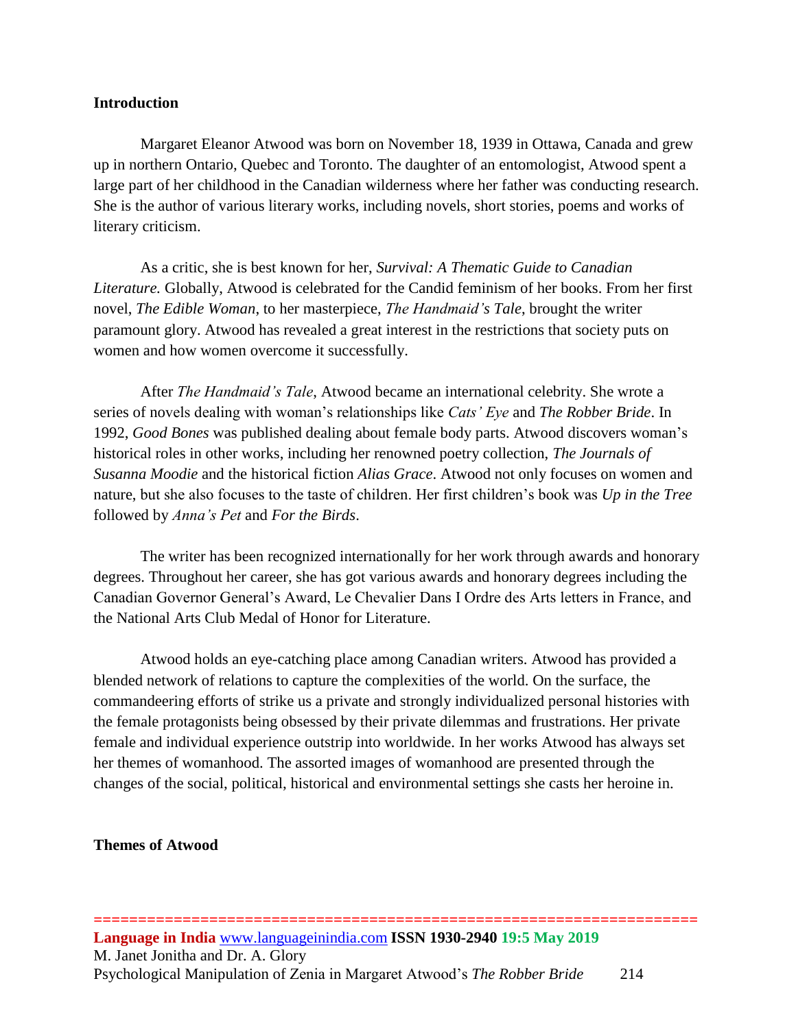**Introduction**

Margaret Eleanor Atwood was born on November 18, 1939 in Ottawa, Canada and grew up in northern Ontario, Quebec and Toronto. The daughter of an entomologist, Atwood spent a large part of her childhood in the Canadian wilderness where her father was conducting research. She is the author of various literary works, including novels, short stories, poems and works of literary criticism.

As a critic, she is best known for her, *Survival: A Thematic Guide to Canadian Literature.* Globally, Atwood is celebrated for the Candid feminism of her books. From her first novel, *The Edible Woman*, to her masterpiece, *The Handmaid's Tale*, brought the writer paramount glory. Atwood has revealed a great interest in the restrictions that society puts on women and how women overcome it successfully.

After *The Handmaid's Tale*, Atwood became an international celebrity. She wrote a series of novels dealing with woman's relationships like *Cats' Eye* and *The Robber Bride*. In 1992, *Good Bones* was published dealing about female body parts. Atwood discovers woman's historical roles in other works, including her renowned poetry collection, *The Journals of Susanna Moodie* and the historical fiction *Alias Grace*. Atwood not only focuses on women and nature, but she also focuses to the taste of children. Her first children's book was *Up in the Tree* followed by *Anna's Pet* and *For the Birds*.

The writer has been recognized internationally for her work through awards and honorary degrees. Throughout her career, she has got various awards and honorary degrees including the Canadian Governor General's Award, Le Chevalier Dans I Ordre des Arts letters in France, and the National Arts Club Medal of Honor for Literature.

Atwood holds an eye-catching place among Canadian writers. Atwood has provided a blended network of relations to capture the complexities of the world. On the surface, the commandeering efforts of strike us a private and strongly individualized personal histories with the female protagonists being obsessed by their private dilemmas and frustrations. Her private female and individual experience outstrip into worldwide. In her works Atwood has always set her themes of womanhood. The assorted images of womanhood are presented through the changes of the social, political, historical and environmental settings she casts her heroine in.

**Themes of Atwood**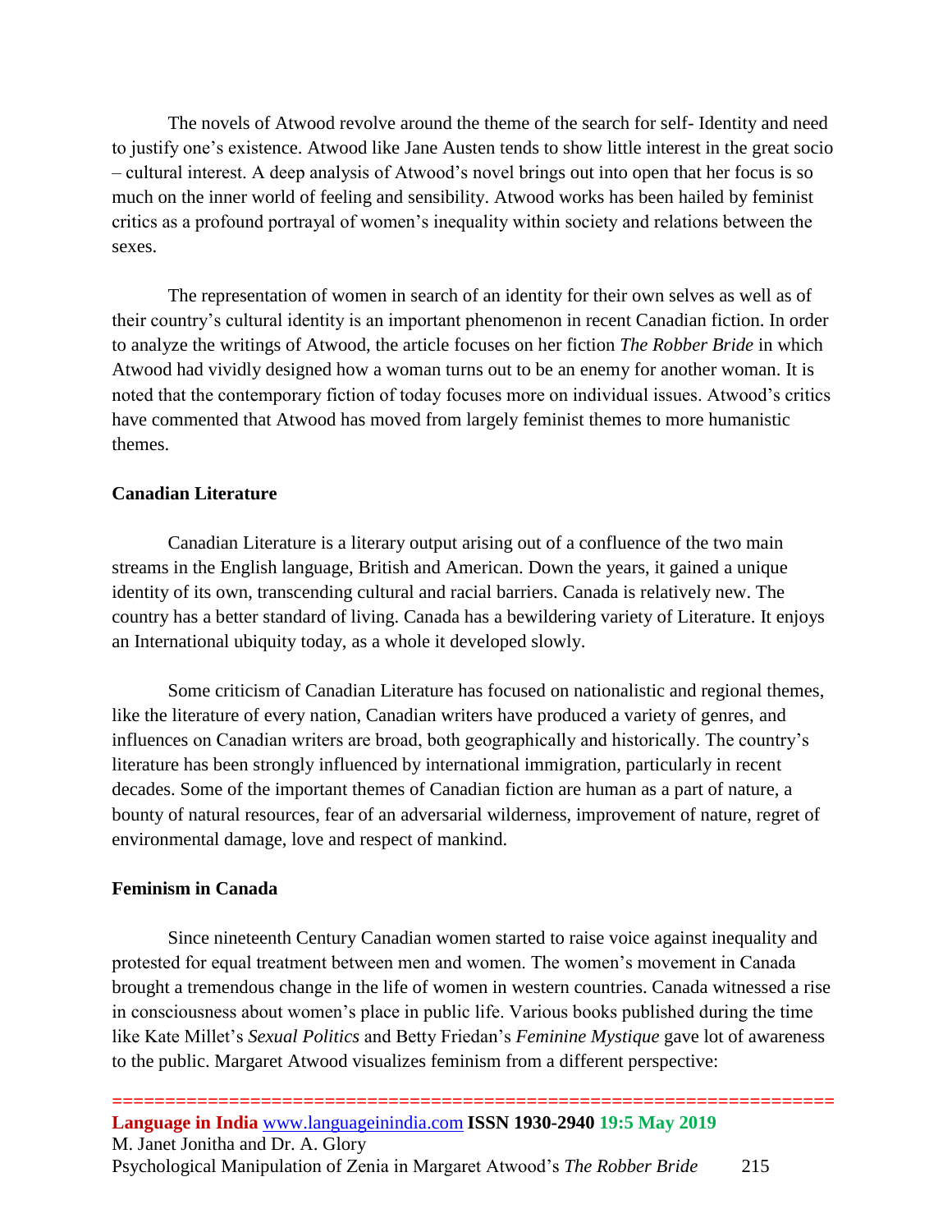The novels of Atwood revolve around the theme of the search for self- Identity and need to justify one's existence. Atwood like Jane Austen tends to show little interest in the great socio – cultural interest. A deep analysis of Atwood's novel brings out into open that her focus is so much on the inner world of feeling and sensibility. Atwood works has been hailed by feminist critics as a profound portrayal of women's inequality within society and relations between the sexes.

The representation of women in search of an identity for their own selves as well as of their country's cultural identity is an important phenomenon in recent Canadian fiction. In order to analyze the writings of Atwood, the article focuses on her fiction *The Robber Bride* in which Atwood had vividly designed how a woman turns out to be an enemy for another woman. It is noted that the contemporary fiction of today focuses more on individual issues. Atwood's critics have commented that Atwood has moved from largely feminist themes to more humanistic themes.

**Canadian Literature**

Canadian Literature is a literary output arising out of a confluence of the two main streams in the English language, British and American. Down the years, it gained a unique identity of its own, transcending cultural and racial barriers. Canada is relatively new. The country has a better standard of living. Canada has a bewildering variety of Literature. It enjoys an International ubiquity today, as a whole it developed slowly.

Some criticism of Canadian Literature has focused on nationalistic and regional themes, like the literature of every nation, Canadian writers have produced a variety of genres, and influences on Canadian writers are broad, both geographically and historically. The country's literature has been strongly influenced by international immigration, particularly in recent decades. Some of the important themes of Canadian fiction are human as a part of nature, a bounty of natural resources, fear of an adversarial wilderness, improvement of nature, regret of environmental damage, love and respect of mankind.

**Feminism in Canada**

Since nineteenth Century Canadian women started to raise voice against inequality and protested for equal treatment between men and women. The women's movement in Canada brought a tremendous change in the life of women in western countries. Canada witnessed a rise in consciousness about women's place in public life. Various books published during the time like Kate Millet's *Sexual Politics* and Betty Friedan's *Feminine Mystique* gave lot of awareness to the public. Margaret Atwood visualizes feminism from a different perspective: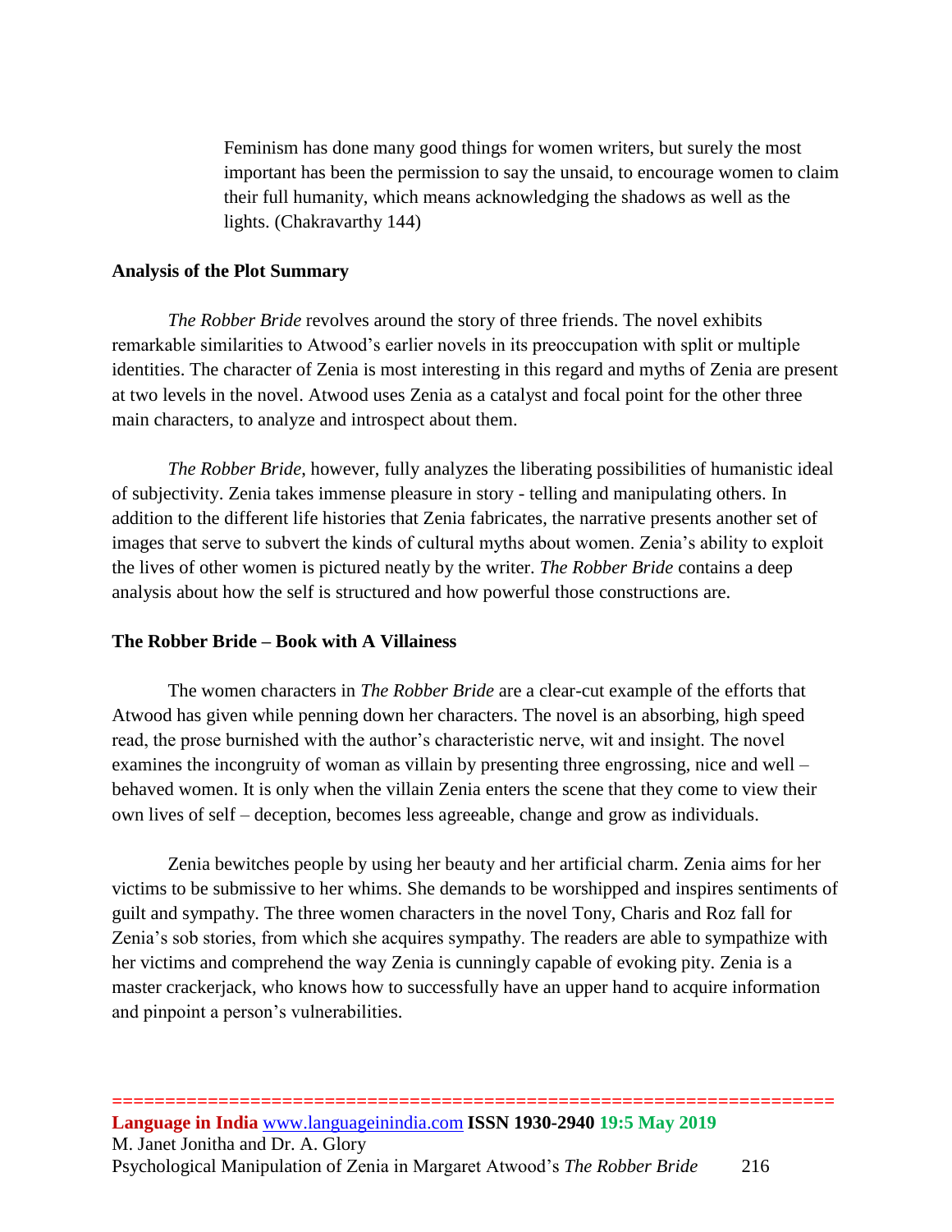> Feminism has done many good things for women writers, but surely the most important has been the permission to say the unsaid, to encourage women to claim their full humanity, which means acknowledging the shadows as well as the lights. (Chakravarthy 144)

**Analysis of the Plot Summary**

*The Robber Bride* revolves around the story of three friends. The novel exhibits remarkable similarities to Atwood's earlier novels in its preoccupation with split or multiple identities. The character of Zenia is most interesting in this regard and myths of Zenia are present at two levels in the novel. Atwood uses Zenia as a catalyst and focal point for the other three main characters, to analyze and introspect about them.

*The Robber Bride*, however, fully analyzes the liberating possibilities of humanistic ideal of subjectivity. Zenia takes immense pleasure in story - telling and manipulating others. In addition to the different life histories that Zenia fabricates, the narrative presents another set of images that serve to subvert the kinds of cultural myths about women. Zenia's ability to exploit the lives of other women is pictured neatly by the writer. *The Robber Bride* contains a deep analysis about how the self is structured and how powerful those constructions are.

**The Robber Bride – Book with A Villainess**

The women characters in *The Robber Bride* are a clear-cut example of the efforts that Atwood has given while penning down her characters. The novel is an absorbing, high speed read, the prose burnished with the author's characteristic nerve, wit and insight. The novel examines the incongruity of woman as villain by presenting three engrossing, nice and well – behaved women. It is only when the villain Zenia enters the scene that they come to view their own lives of self – deception, becomes less agreeable, change and grow as individuals.

Zenia bewitches people by using her beauty and her artificial charm. Zenia aims for her victims to be submissive to her whims. She demands to be worshipped and inspires sentiments of guilt and sympathy. The three women characters in the novel Tony, Charis and Roz fall for Zenia's sob stories, from which she acquires sympathy. The readers are able to sympathize with her victims and comprehend the way Zenia is cunningly capable of evoking pity. Zenia is a master crackerjack, who knows how to successfully have an upper hand to acquire information and pinpoint a person's vulnerabilities.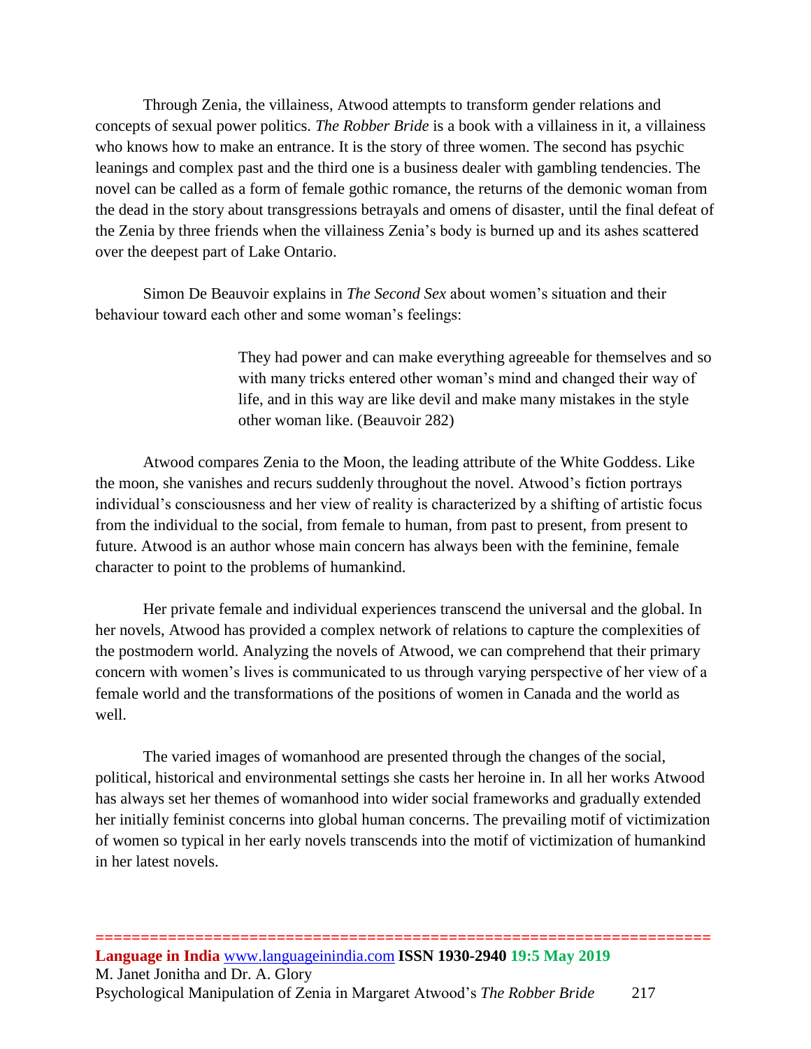Through Zenia, the villainess, Atwood attempts to transform gender relations and concepts of sexual power politics. *The Robber Bride* is a book with a villainess in it, a villainess who knows how to make an entrance. It is the story of three women. The second has psychic leanings and complex past and the third one is a business dealer with gambling tendencies. The novel can be called as a form of female gothic romance, the returns of the demonic woman from the dead in the story about transgressions betrayals and omens of disaster, until the final defeat of the Zenia by three friends when the villainess Zenia's body is burned up and its ashes scattered over the deepest part of Lake Ontario.

Simon De Beauvoir explains in *The Second Sex* about women's situation and their behaviour toward each other and some woman's feelings:

> They had power and can make everything agreeable for themselves and so with many tricks entered other woman's mind and changed their way of life, and in this way are like devil and make many mistakes in the style other woman like. (Beauvoir 282)

Atwood compares Zenia to the Moon, the leading attribute of the White Goddess. Like the moon, she vanishes and recurs suddenly throughout the novel. Atwood's fiction portrays individual's consciousness and her view of reality is characterized by a shifting of artistic focus from the individual to the social, from female to human, from past to present, from present to future. Atwood is an author whose main concern has always been with the feminine, female character to point to the problems of humankind.

Her private female and individual experiences transcend the universal and the global. In her novels, Atwood has provided a complex network of relations to capture the complexities of the postmodern world. Analyzing the novels of Atwood, we can comprehend that their primary concern with women's lives is communicated to us through varying perspective of her view of a female world and the transformations of the positions of women in Canada and the world as well.

The varied images of womanhood are presented through the changes of the social, political, historical and environmental settings she casts her heroine in. In all her works Atwood has always set her themes of womanhood into wider social frameworks and gradually extended her initially feminist concerns into global human concerns. The prevailing motif of victimization of women so typical in her early novels transcends into the motif of victimization of humankind in her latest novels.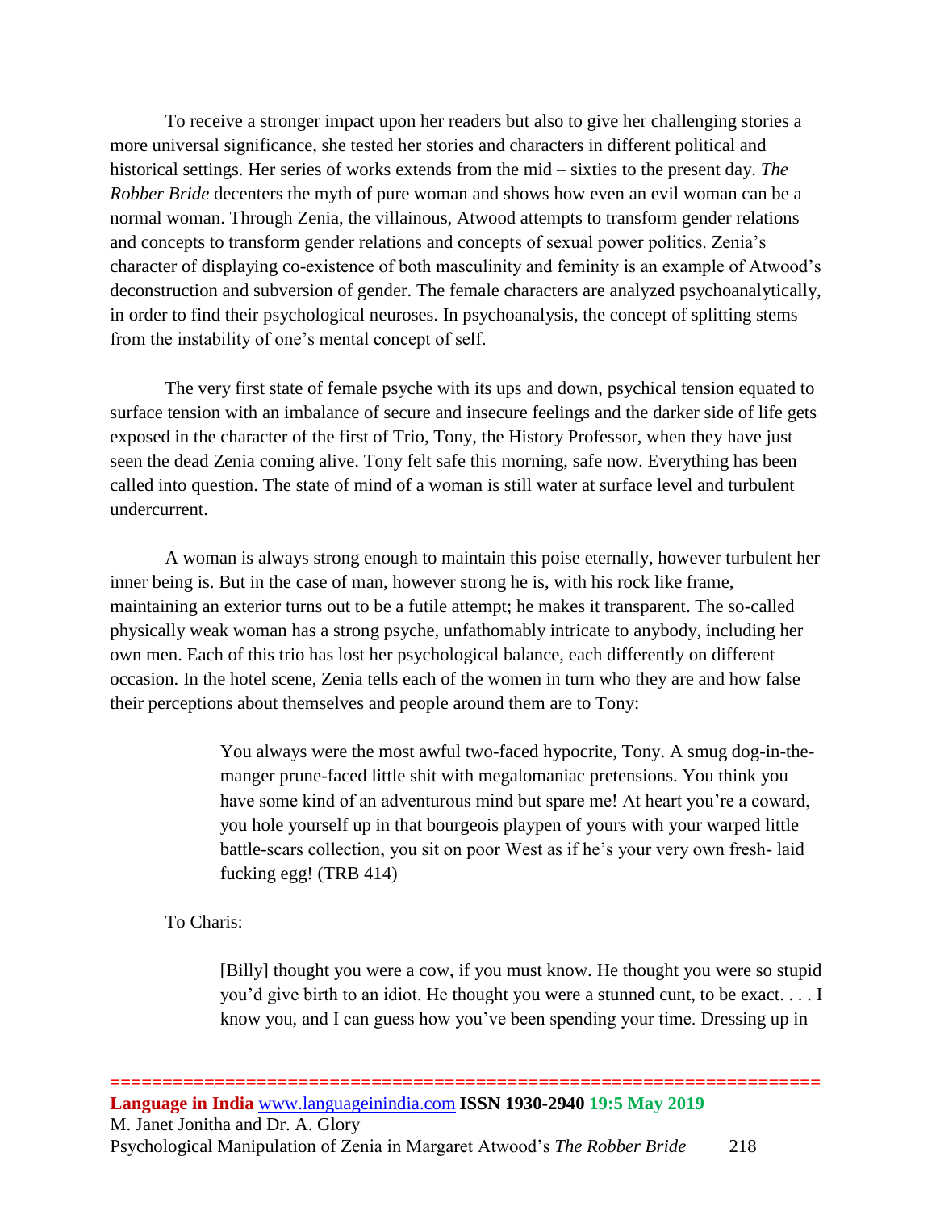To receive a stronger impact upon her readers but also to give her challenging stories a more universal significance, she tested her stories and characters in different political and historical settings. Her series of works extends from the mid – sixties to the present day. *The Robber Bride* decenters the myth of pure woman and shows how even an evil woman can be a normal woman. Through Zenia, the villainous, Atwood attempts to transform gender relations and concepts to transform gender relations and concepts of sexual power politics. Zenia's character of displaying co-existence of both masculinity and feminity is an example of Atwood's deconstruction and subversion of gender. The female characters are analyzed psychoanalytically, in order to find their psychological neuroses. In psychoanalysis, the concept of splitting stems from the instability of one's mental concept of self.

The very first state of female psyche with its ups and down, psychical tension equated to surface tension with an imbalance of secure and insecure feelings and the darker side of life gets exposed in the character of the first of Trio, Tony, the History Professor, when they have just seen the dead Zenia coming alive. Tony felt safe this morning, safe now. Everything has been called into question. The state of mind of a woman is still water at surface level and turbulent undercurrent.

A woman is always strong enough to maintain this poise eternally, however turbulent her inner being is. But in the case of man, however strong he is, with his rock like frame, maintaining an exterior turns out to be a futile attempt; he makes it transparent. The so-called physically weak woman has a strong psyche, unfathomably intricate to anybody, including her own men. Each of this trio has lost her psychological balance, each differently on different occasion. In the hotel scene, Zenia tells each of the women in turn who they are and how false their perceptions about themselves and people around them are to Tony:

> You always were the most awful two-faced hypocrite, Tony. A smug dog-in-the-manger prune-faced little shit with megalomaniac pretensions. You think you have some kind of an adventurous mind but spare me! At heart you're a coward, you hole yourself up in that bourgeois playpen of yours with your warped little battle-scars collection, you sit on poor West as if he's your very own fresh- laid fucking egg! (TRB 414)

To Charis:

> [Billy] thought you were a cow, if you must know. He thought you were so stupid you'd give birth to an idiot. He thought you were a stunned cunt, to be exact. . . . I know you, and I can guess how you've been spending your time. Dressing up in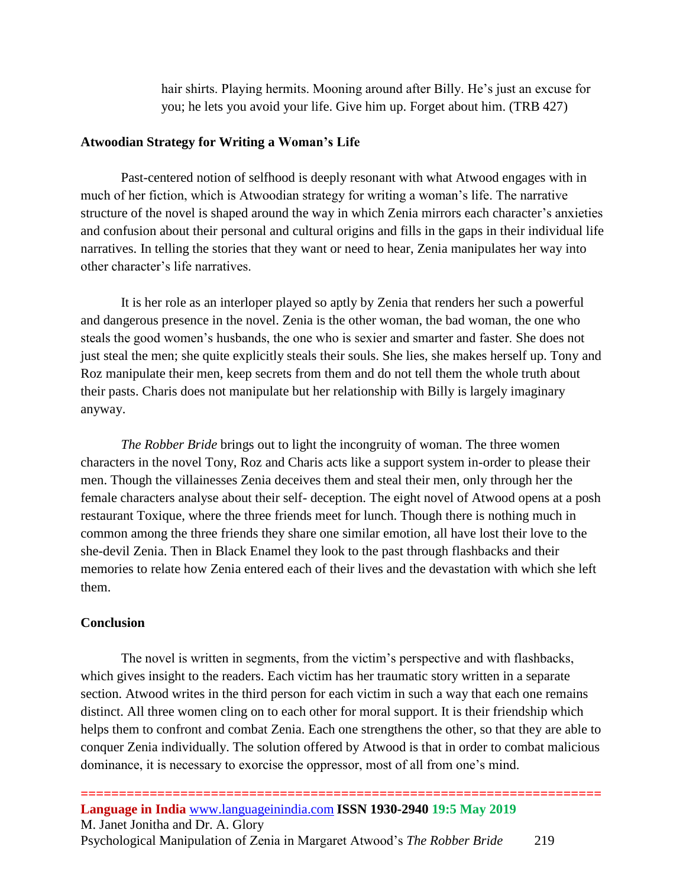> hair shirts. Playing hermits. Mooning around after Billy. He's just an excuse for you; he lets you avoid your life. Give him up. Forget about him. (TRB 427)

## Atwoodian Strategy for Writing a Woman's Life

Past-centered notion of selfhood is deeply resonant with what Atwood engages with in much of her fiction, which is Atwoodian strategy for writing a woman's life. The narrative structure of the novel is shaped around the way in which Zenia mirrors each character's anxieties and confusion about their personal and cultural origins and fills in the gaps in their individual life narratives. In telling the stories that they want or need to hear, Zenia manipulates her way into other character's life narratives.

It is her role as an interloper played so aptly by Zenia that renders her such a powerful and dangerous presence in the novel. Zenia is the other woman, the bad woman, the one who steals the good women's husbands, the one who is sexier and smarter and faster. She does not just steal the men; she quite explicitly steals their souls. She lies, she makes herself up. Tony and Roz manipulate their men, keep secrets from them and do not tell them the whole truth about their pasts. Charis does not manipulate but her relationship with Billy is largely imaginary anyway.

*The Robber Bride* brings out to light the incongruity of woman. The three women characters in the novel Tony, Roz and Charis acts like a support system in-order to please their men. Though the villainesses Zenia deceives them and steal their men, only through her the female characters analyse about their self- deception. The eight novel of Atwood opens at a posh restaurant Toxique, where the three friends meet for lunch. Though there is nothing much in common among the three friends they share one similar emotion, all have lost their love to the she-devil Zenia. Then in Black Enamel they look to the past through flashbacks and their memories to relate how Zenia entered each of their lives and the devastation with which she left them.

## Conclusion

The novel is written in segments, from the victim's perspective and with flashbacks, which gives insight to the readers. Each victim has her traumatic story written in a separate section. Atwood writes in the third person for each victim in such a way that each one remains distinct. All three women cling on to each other for moral support. It is their friendship which helps them to confront and combat Zenia. Each one strengthens the other, so that they are able to conquer Zenia individually. The solution offered by Atwood is that in order to combat malicious dominance, it is necessary to exorcise the oppressor, most of all from one's mind.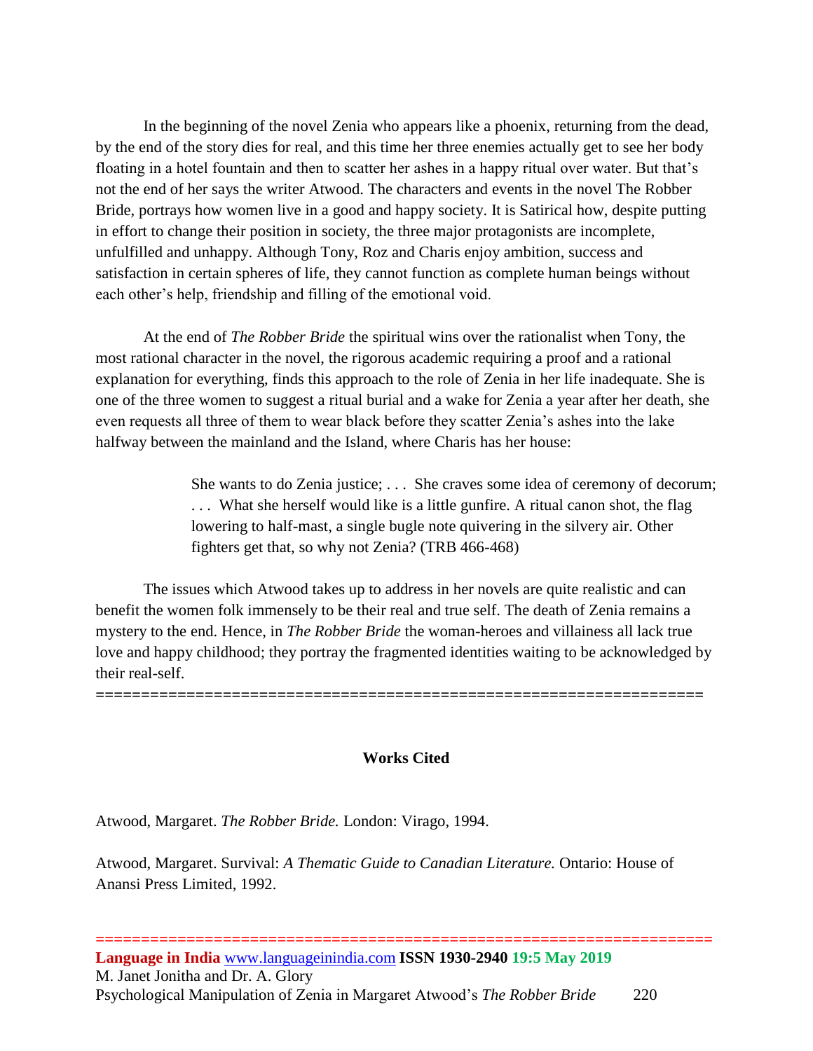In the beginning of the novel Zenia who appears like a phoenix, returning from the dead, by the end of the story dies for real, and this time her three enemies actually get to see her body floating in a hotel fountain and then to scatter her ashes in a happy ritual over water. But that's not the end of her says the writer Atwood. The characters and events in the novel The Robber Bride, portrays how women live in a good and happy society. It is Satirical how, despite putting in effort to change their position in society, the three major protagonists are incomplete, unfulfilled and unhappy. Although Tony, Roz and Charis enjoy ambition, success and satisfaction in certain spheres of life, they cannot function as complete human beings without each other's help, friendship and filling of the emotional void.

At the end of *The Robber Bride* the spiritual wins over the rationalist when Tony, the most rational character in the novel, the rigorous academic requiring a proof and a rational explanation for everything, finds this approach to the role of Zenia in her life inadequate. She is one of the three women to suggest a ritual burial and a wake for Zenia a year after her death, she even requests all three of them to wear black before they scatter Zenia's ashes into the lake halfway between the mainland and the Island, where Charis has her house:

> She wants to do Zenia justice; . . . She craves some idea of ceremony of decorum; . . . What she herself would like is a little gunfire. A ritual canon shot, the flag lowering to half-mast, a single bugle note quivering in the silvery air. Other fighters get that, so why not Zenia? (TRB 466-468)

The issues which Atwood takes up to address in her novels are quite realistic and can benefit the women folk immensely to be their real and true self. The death of Zenia remains a mystery to the end. Hence, in *The Robber Bride* the woman-heroes and villainess all lack true love and happy childhood; they portray the fragmented identities waiting to be acknowledged by their real-self.

===================================================================

**Works Cited**

Atwood, Margaret. *The Robber Bride.* London: Virago, 1994.

Atwood, Margaret. Survival: *A Thematic Guide to Canadian Literature.* Ontario: House of Anansi Press Limited, 1992.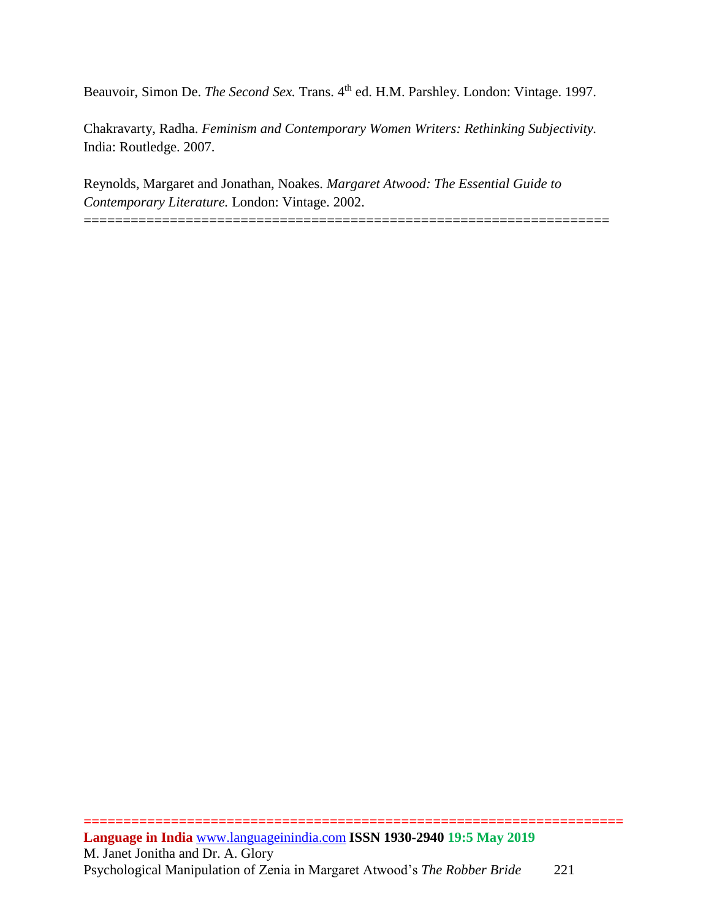Beauvoir, Simon De. *The Second Sex.* Trans. 4th ed. H.M. Parshley. London: Vintage. 1997.

Chakravarty, Radha. *Feminism and Contemporary Women Writers: Rethinking Subjectivity.* India: Routledge. 2007.

Reynolds, Margaret and Jonathan, Noakes. *Margaret Atwood: The Essential Guide to Contemporary Literature.* London: Vintage. 2002.

=================================================================